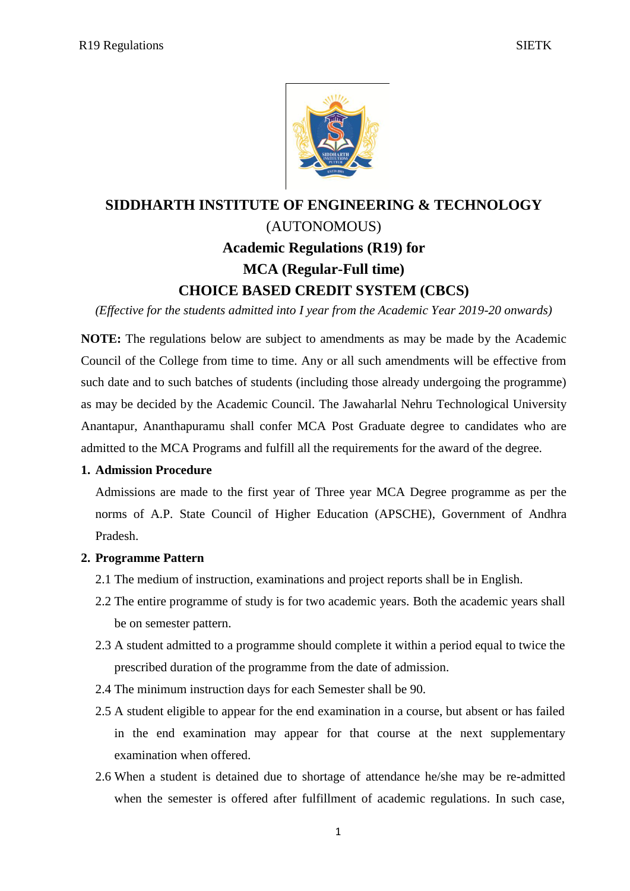# SIDDHARTH INSTITUTE OF ENGINEERING & TECHNOLOGY

(AUTONOMOUS)

## Academic Regulations (R19) for
## MCA (Regular-Full time)
## CHOICE BASED CREDIT SYSTEM (CBCS)

*(Effective for the students admitted into I year from the Academic Year 2019-20 onwards)*

**NOTE:** The regulations below are subject to amendments as may be made by the Academic Council of the College from time to time. Any or all such amendments will be effective from such date and to such batches of students (including those already undergoing the programme) as may be decided by the Academic Council. The Jawaharlal Nehru Technological University Anantapur, Ananthapuramu shall confer MCA Post Graduate degree to candidates who are admitted to the MCA Programs and fulfill all the requirements for the award of the degree.

**1. Admission Procedure**

Admissions are made to the first year of Three year MCA Degree programme as per the norms of A.P. State Council of Higher Education (APSCHE), Government of Andhra Pradesh.

**2. Programme Pattern**

2.1 The medium of instruction, examinations and project reports shall be in English.

2.2 The entire programme of study is for two academic years. Both the academic years shall be on semester pattern.

2.3 A student admitted to a programme should complete it within a period equal to twice the prescribed duration of the programme from the date of admission.

2.4 The minimum instruction days for each Semester shall be 90.

2.5 A student eligible to appear for the end examination in a course, but absent or has failed in the end examination may appear for that course at the next supplementary examination when offered.

2.6 When a student is detained due to shortage of attendance he/she may be re-admitted when the semester is offered after fulfillment of academic regulations. In such case,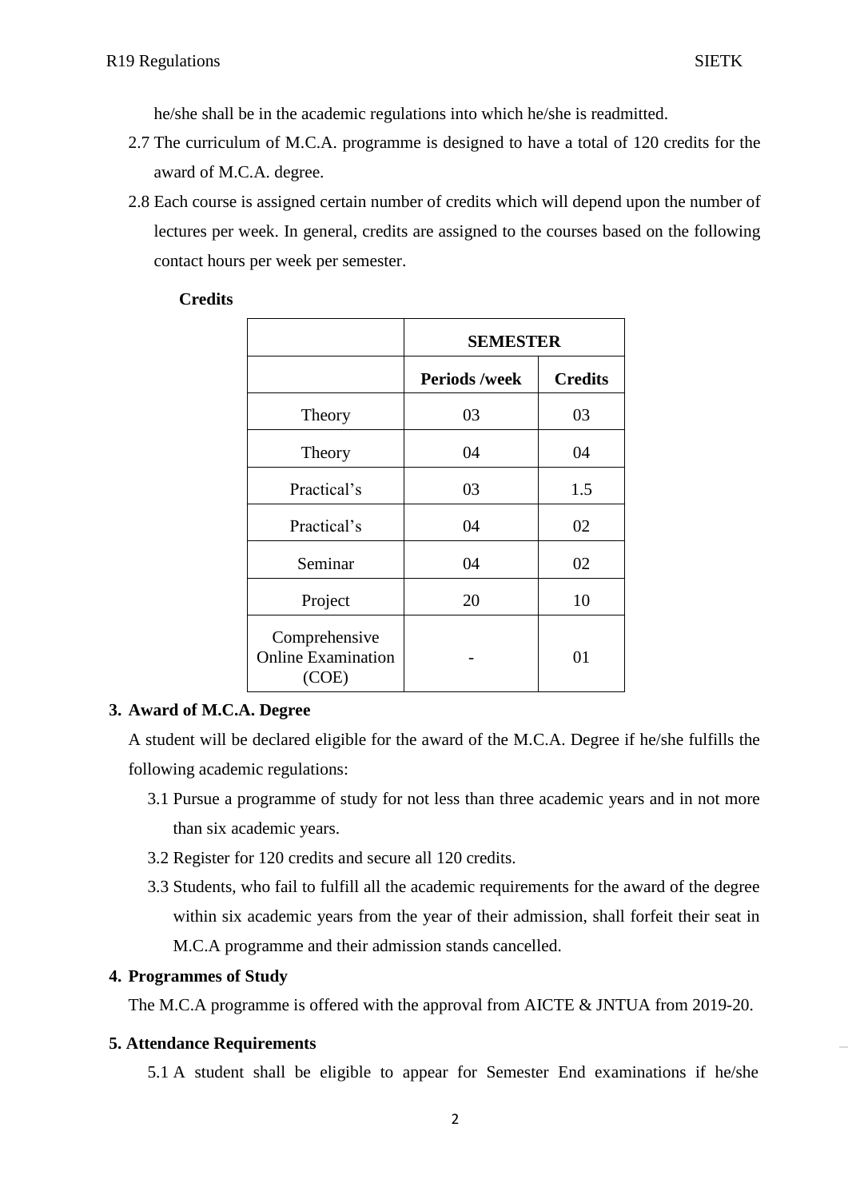he/she shall be in the academic regulations into which he/she is readmitted.

2.7 The curriculum of M.C.A. programme is designed to have a total of 120 credits for the award of M.C.A. degree.

2.8 Each course is assigned certain number of credits which will depend upon the number of lectures per week. In general, credits are assigned to the courses based on the following contact hours per week per semester.

**Credits**

| | **SEMESTER** | |
|---|---|---|
| | **Periods /week** | **Credits** |
| Theory | 03 | 03 |
| Theory | 04 | 04 |
| Practical's | 03 | 1.5 |
| Practical's | 04 | 02 |
| Seminar | 04 | 02 |
| Project | 20 | 10 |
| Comprehensive Online Examination (COE) | - | 01 |

## 3. Award of M.C.A. Degree

A student will be declared eligible for the award of the M.C.A. Degree if he/she fulfills the following academic regulations:

3.1 Pursue a programme of study for not less than three academic years and in not more than six academic years.

3.2 Register for 120 credits and secure all 120 credits.

3.3 Students, who fail to fulfill all the academic requirements for the award of the degree within six academic years from the year of their admission, shall forfeit their seat in M.C.A programme and their admission stands cancelled.

## 4. Programmes of Study

The M.C.A programme is offered with the approval from AICTE & JNTUA from 2019-20.

## 5. Attendance Requirements

5.1 A student shall be eligible to appear for Semester End examinations if he/she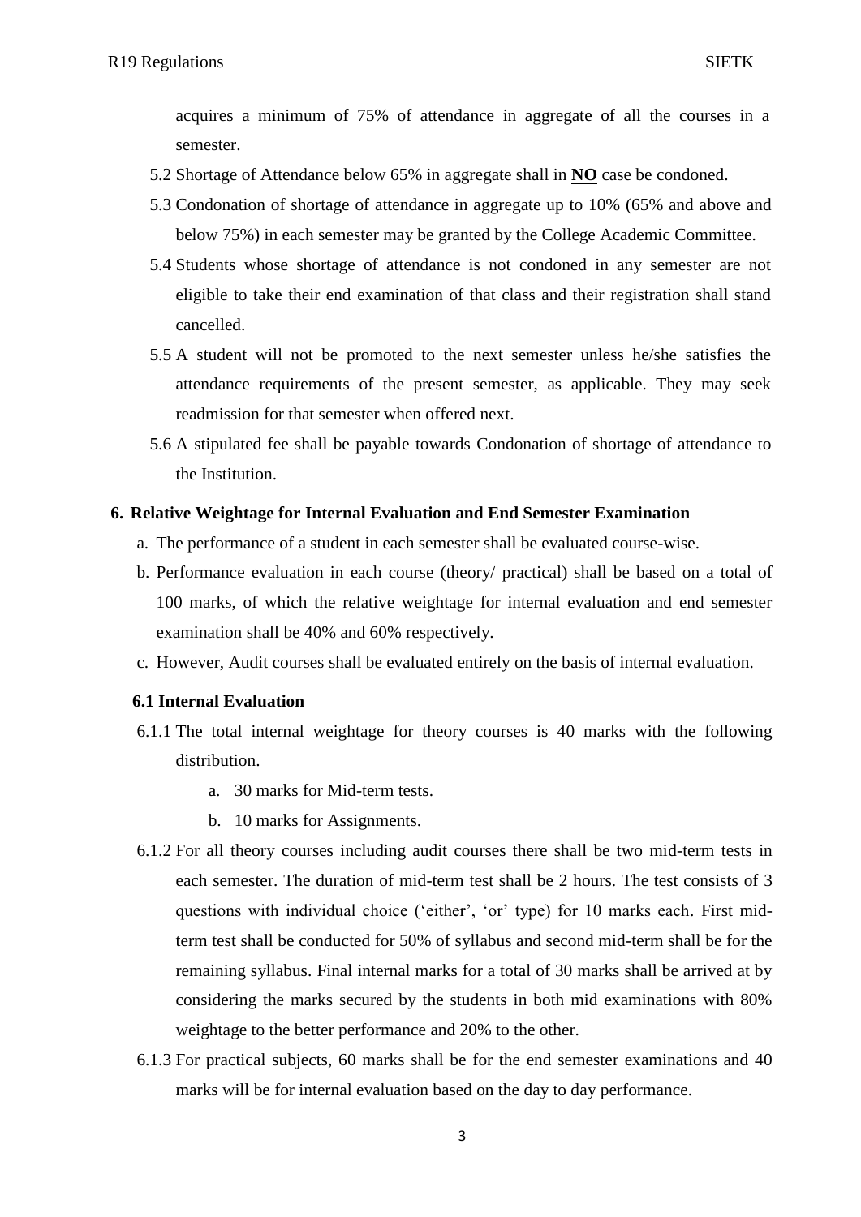acquires a minimum of 75% of attendance in aggregate of all the courses in a semester.

5.2 Shortage of Attendance below 65% in aggregate shall in **NO** case be condoned.

5.3 Condonation of shortage of attendance in aggregate up to 10% (65% and above and below 75%) in each semester may be granted by the College Academic Committee.

5.4 Students whose shortage of attendance is not condoned in any semester are not eligible to take their end examination of that class and their registration shall stand cancelled.

5.5 A student will not be promoted to the next semester unless he/she satisfies the attendance requirements of the present semester, as applicable. They may seek readmission for that semester when offered next.

5.6 A stipulated fee shall be payable towards Condonation of shortage of attendance to the Institution.

## 6. Relative Weightage for Internal Evaluation and End Semester Examination

a. The performance of a student in each semester shall be evaluated course-wise.

b. Performance evaluation in each course (theory/ practical) shall be based on a total of 100 marks, of which the relative weightage for internal evaluation and end semester examination shall be 40% and 60% respectively.

c. However, Audit courses shall be evaluated entirely on the basis of internal evaluation.

### 6.1 Internal Evaluation

6.1.1 The total internal weightage for theory courses is 40 marks with the following distribution.

   a. 30 marks for Mid-term tests.

   b. 10 marks for Assignments.

6.1.2 For all theory courses including audit courses there shall be two mid-term tests in each semester. The duration of mid-term test shall be 2 hours. The test consists of 3 questions with individual choice (‘either’, ‘or’ type) for 10 marks each. First mid-term test shall be conducted for 50% of syllabus and second mid-term shall be for the remaining syllabus. Final internal marks for a total of 30 marks shall be arrived at by considering the marks secured by the students in both mid examinations with 80% weightage to the better performance and 20% to the other.

6.1.3 For practical subjects, 60 marks shall be for the end semester examinations and 40 marks will be for internal evaluation based on the day to day performance.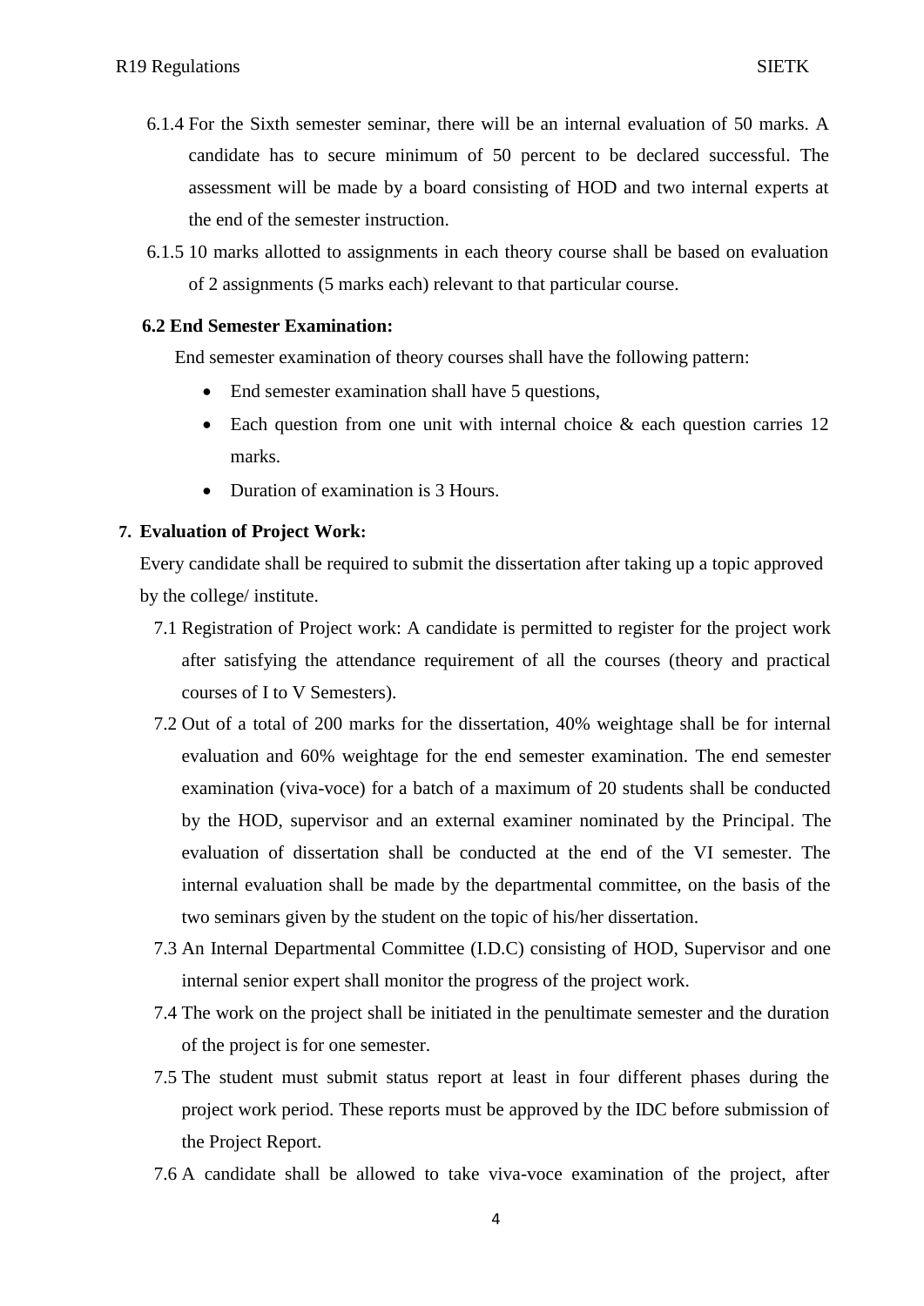6.1.4 For the Sixth semester seminar, there will be an internal evaluation of 50 marks. A candidate has to secure minimum of 50 percent to be declared successful. The assessment will be made by a board consisting of HOD and two internal experts at the end of the semester instruction.

6.1.5 10 marks allotted to assignments in each theory course shall be based on evaluation of 2 assignments (5 marks each) relevant to that particular course.

**6.2 End Semester Examination:**

End semester examination of theory courses shall have the following pattern:

- End semester examination shall have 5 questions,
- Each question from one unit with internal choice & each question carries 12 marks.
- Duration of examination is 3 Hours.

**7. Evaluation of Project Work:**

Every candidate shall be required to submit the dissertation after taking up a topic approved by the college/ institute.

7.1 Registration of Project work: A candidate is permitted to register for the project work after satisfying the attendance requirement of all the courses (theory and practical courses of I to V Semesters).

7.2 Out of a total of 200 marks for the dissertation, 40% weightage shall be for internal evaluation and 60% weightage for the end semester examination. The end semester examination (viva-voce) for a batch of a maximum of 20 students shall be conducted by the HOD, supervisor and an external examiner nominated by the Principal. The evaluation of dissertation shall be conducted at the end of the VI semester. The internal evaluation shall be made by the departmental committee, on the basis of the two seminars given by the student on the topic of his/her dissertation.

7.3 An Internal Departmental Committee (I.D.C) consisting of HOD, Supervisor and one internal senior expert shall monitor the progress of the project work.

7.4 The work on the project shall be initiated in the penultimate semester and the duration of the project is for one semester.

7.5 The student must submit status report at least in four different phases during the project work period. These reports must be approved by the IDC before submission of the Project Report.

7.6 A candidate shall be allowed to take viva-voce examination of the project, after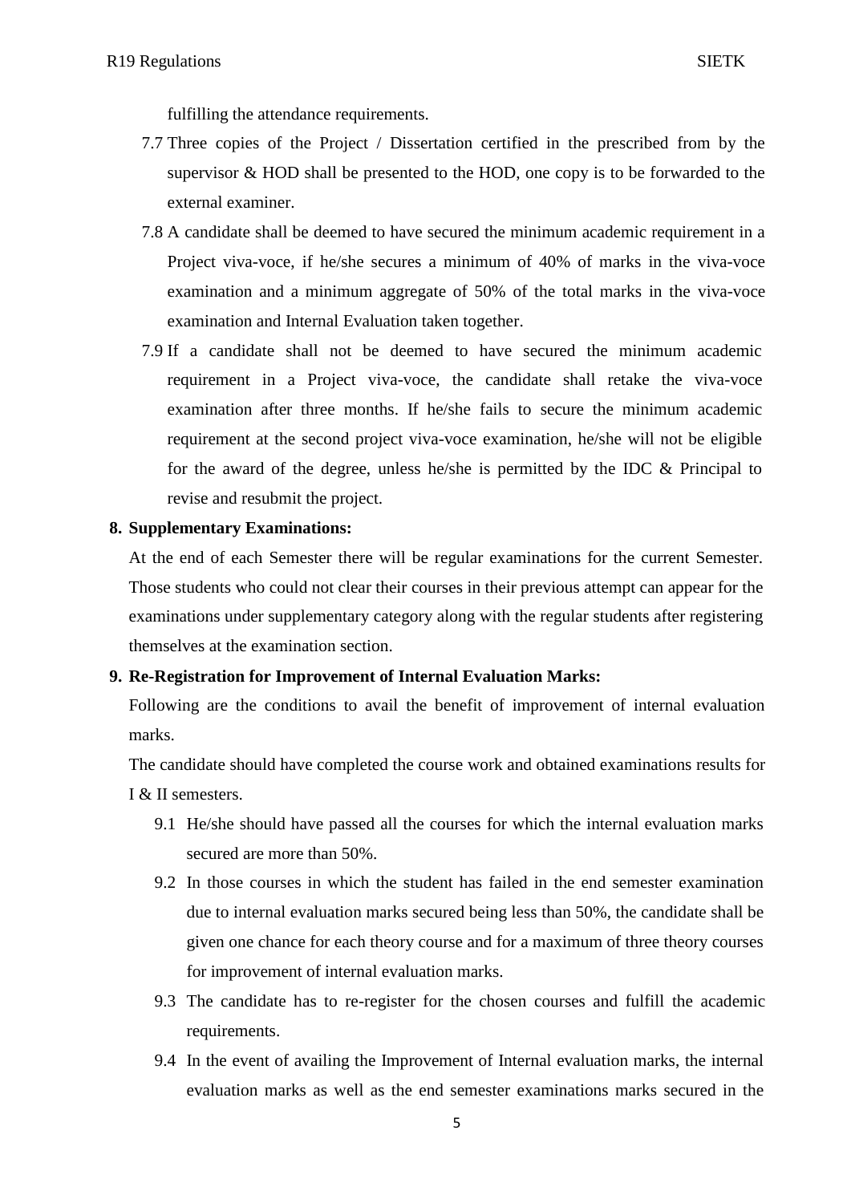fulfilling the attendance requirements.

7.7 Three copies of the Project / Dissertation certified in the prescribed from by the supervisor & HOD shall be presented to the HOD, one copy is to be forwarded to the external examiner.

7.8 A candidate shall be deemed to have secured the minimum academic requirement in a Project viva-voce, if he/she secures a minimum of 40% of marks in the viva-voce examination and a minimum aggregate of 50% of the total marks in the viva-voce examination and Internal Evaluation taken together.

7.9 If a candidate shall not be deemed to have secured the minimum academic requirement in a Project viva-voce, the candidate shall retake the viva-voce examination after three months. If he/she fails to secure the minimum academic requirement at the second project viva-voce examination, he/she will not be eligible for the award of the degree, unless he/she is permitted by the IDC & Principal to revise and resubmit the project.

**8. Supplementary Examinations:**

At the end of each Semester there will be regular examinations for the current Semester. Those students who could not clear their courses in their previous attempt can appear for the examinations under supplementary category along with the regular students after registering themselves at the examination section.

**9. Re-Registration for Improvement of Internal Evaluation Marks:**

Following are the conditions to avail the benefit of improvement of internal evaluation marks.

The candidate should have completed the course work and obtained examinations results for I & II semesters.

9.1 He/she should have passed all the courses for which the internal evaluation marks secured are more than 50%.

9.2 In those courses in which the student has failed in the end semester examination due to internal evaluation marks secured being less than 50%, the candidate shall be given one chance for each theory course and for a maximum of three theory courses for improvement of internal evaluation marks.

9.3 The candidate has to re-register for the chosen courses and fulfill the academic requirements.

9.4 In the event of availing the Improvement of Internal evaluation marks, the internal evaluation marks as well as the end semester examinations marks secured in the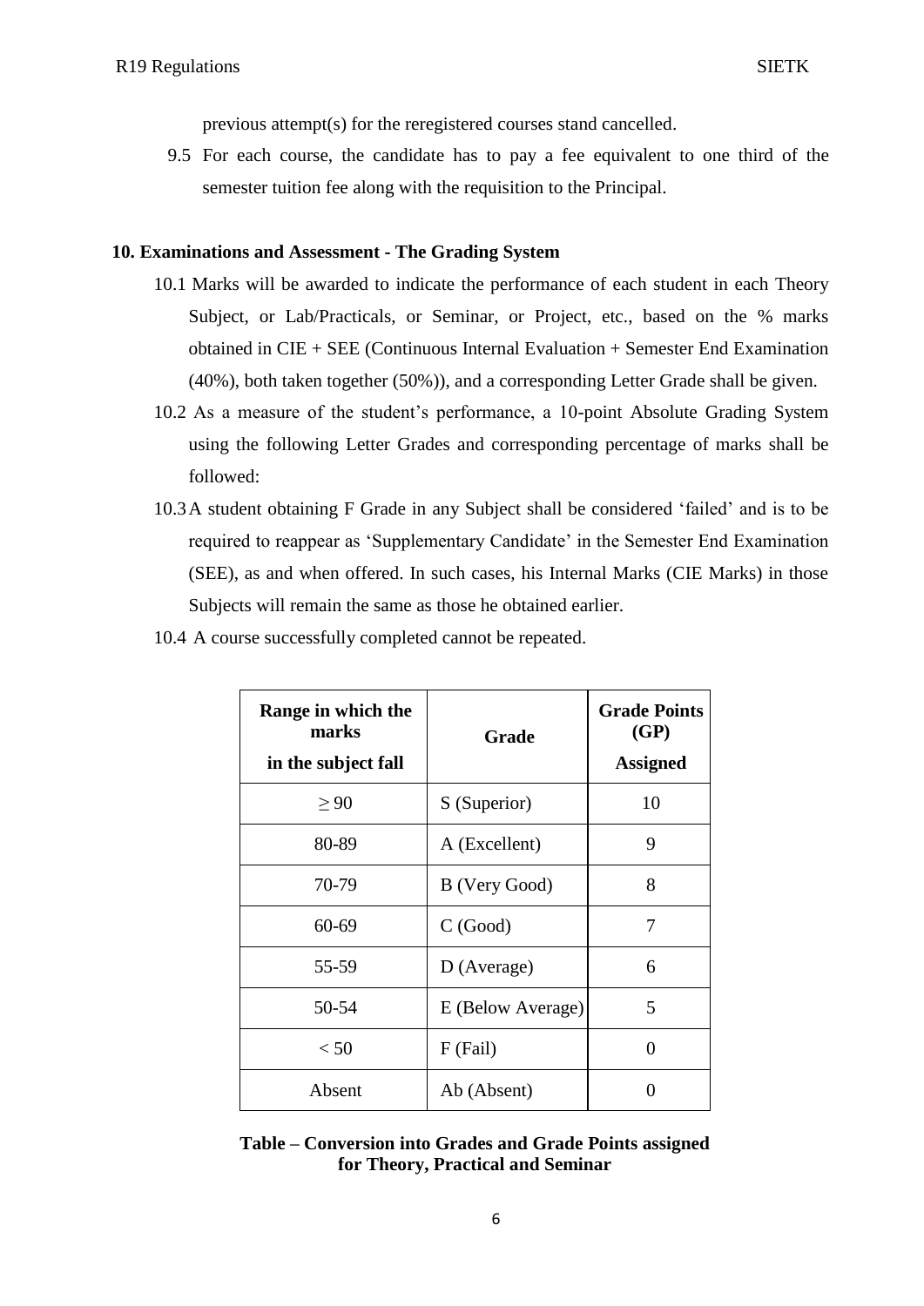previous attempt(s) for the reregistered courses stand cancelled.

9.5 For each course, the candidate has to pay a fee equivalent to one third of the semester tuition fee along with the requisition to the Principal.

## 10. Examinations and Assessment - The Grading System

10.1 Marks will be awarded to indicate the performance of each student in each Theory Subject, or Lab/Practicals, or Seminar, or Project, etc., based on the % marks obtained in CIE + SEE (Continuous Internal Evaluation + Semester End Examination (40%), both taken together (50%)), and a corresponding Letter Grade shall be given.

10.2 As a measure of the student's performance, a 10-point Absolute Grading System using the following Letter Grades and corresponding percentage of marks shall be followed:

10.3 A student obtaining F Grade in any Subject shall be considered 'failed' and is to be required to reappear as 'Supplementary Candidate' in the Semester End Examination (SEE), as and when offered. In such cases, his Internal Marks (CIE Marks) in those Subjects will remain the same as those he obtained earlier.

10.4 A course successfully completed cannot be repeated.

| Range in which the marks in the subject fall | Grade | Grade Points (GP) Assigned |
|---|---|---|
| $\geq 90$ | S (Superior) | 10 |
| 80-89 | A (Excellent) | 9 |
| 70-79 | B (Very Good) | 8 |
| 60-69 | C (Good) | 7 |
| 55-59 | D (Average) | 6 |
| 50-54 | E (Below Average) | 5 |
| $< 50$ | F (Fail) | 0 |
| Absent | Ab (Absent) | 0 |

**Table – Conversion into Grades and Grade Points assigned for Theory, Practical and Seminar**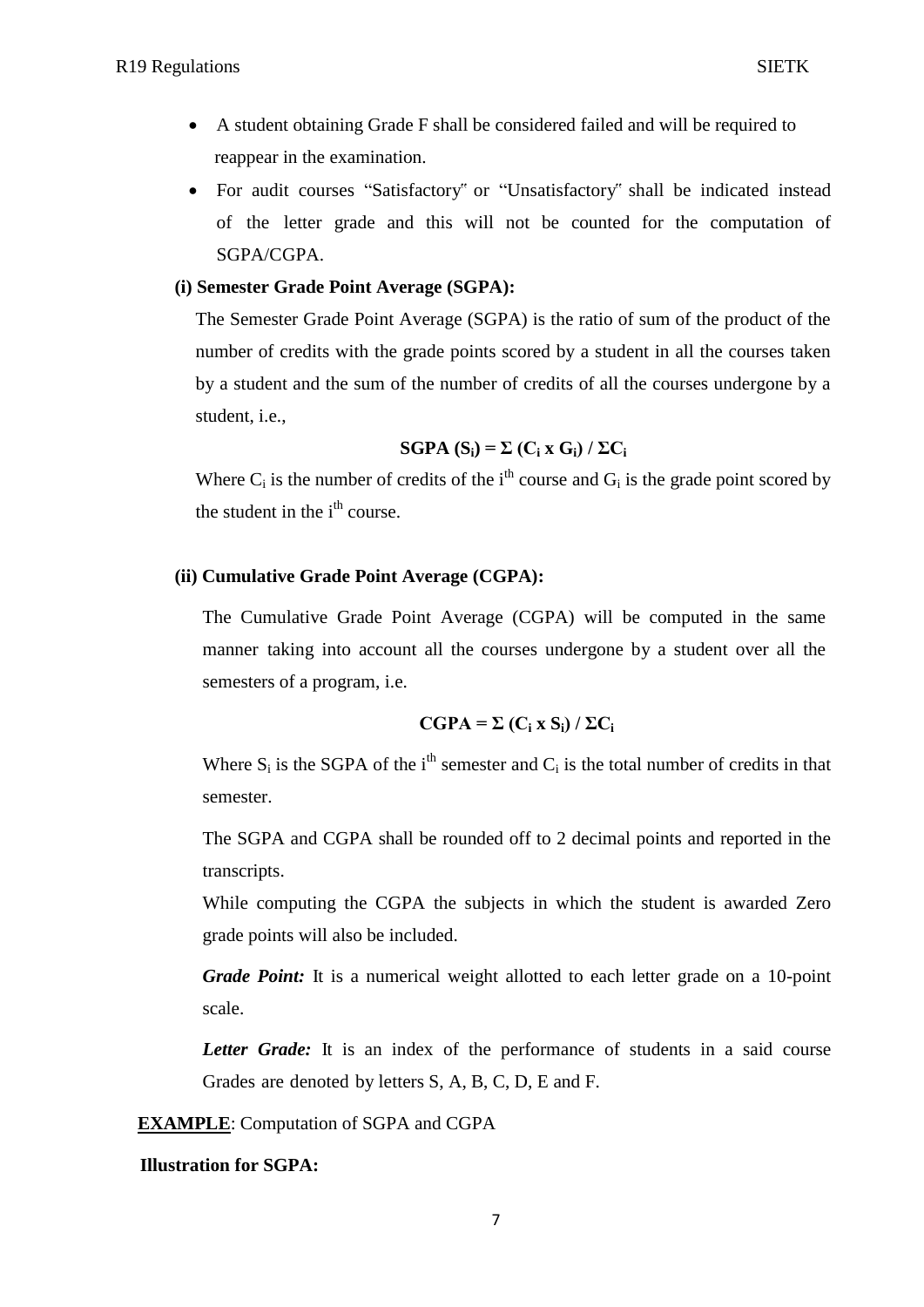- A student obtaining Grade F shall be considered failed and will be required to reappear in the examination.
- For audit courses "Satisfactory" or "Unsatisfactory" shall be indicated instead of the letter grade and this will not be counted for the computation of SGPA/CGPA.

**(i) Semester Grade Point Average (SGPA):**

The Semester Grade Point Average (SGPA) is the ratio of sum of the product of the number of credits with the grade points scored by a student in all the courses taken by a student and the sum of the number of credits of all the courses undergone by a student, i.e.,

$$\textbf{SGPA } (S_i) = \Sigma (C_i \times G_i) / \Sigma C_i$$

Where $C_i$ is the number of credits of the $i^{th}$ course and $G_i$ is the grade point scored by the student in the $i^{th}$ course.

**(ii) Cumulative Grade Point Average (CGPA):**

The Cumulative Grade Point Average (CGPA) will be computed in the same manner taking into account all the courses undergone by a student over all the semesters of a program, i.e.

$$\textbf{CGPA} = \Sigma (C_i \times S_i) / \Sigma C_i$$

Where $S_i$ is the SGPA of the $i^{th}$ semester and $C_i$ is the total number of credits in that semester.

The SGPA and CGPA shall be rounded off to 2 decimal points and reported in the transcripts.

While computing the CGPA the subjects in which the student is awarded Zero grade points will also be included.

***Grade Point:*** It is a numerical weight allotted to each letter grade on a 10-point scale.

***Letter Grade:*** It is an index of the performance of students in a said course Grades are denoted by letters S, A, B, C, D, E and F.

**EXAMPLE**: Computation of SGPA and CGPA

**Illustration for SGPA:**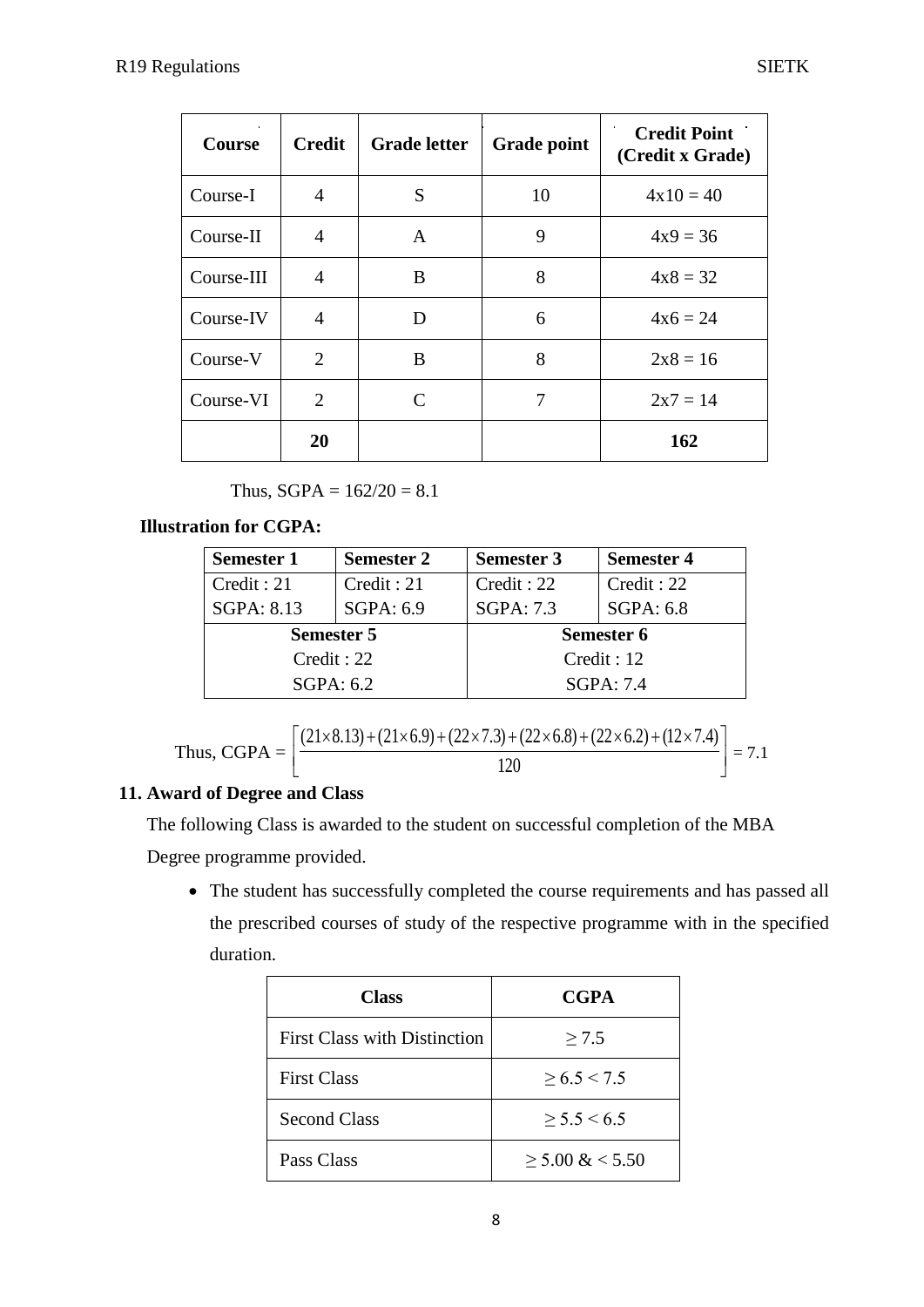| Course | Credit | Grade letter | Grade point | Credit Point (Credit x Grade) |
|---|---|---|---|---|
| Course-I | 4 | S | 10 | 4x10 = 40 |
| Course-II | 4 | A | 9 | 4x9 = 36 |
| Course-III | 4 | B | 8 | 4x8 = 32 |
| Course-IV | 4 | D | 6 | 4x6 = 24 |
| Course-V | 2 | B | 8 | 2x8 = 16 |
| Course-VI | 2 | C | 7 | 2x7 = 14 |
| | **20** | | | **162** |

Thus, SGPA = 162/20 = 8.1

**Illustration for CGPA:**

| Semester 1 | Semester 2 | Semester 3 | Semester 4 |
|---|---|---|---|
| Credit : 21<br>SGPA: 8.13 | Credit : 21<br>SGPA: 6.9 | Credit : 22<br>SGPA: 7.3 | Credit : 22<br>SGPA: 6.8 |
| **Semester 5**<br>Credit : 22<br>SGPA: 6.2 | | **Semester 6**<br>Credit : 12<br>SGPA: 7.4 | |

Thus, CGPA = $\left[\dfrac{(21\times 8.13)+(21\times 6.9)+(22\times 7.3)+(22\times 6.8)+(22\times 6.2)+(12\times 7.4)}{120}\right] = 7.1$

## 11. Award of Degree and Class

The following Class is awarded to the student on successful completion of the MBA Degree programme provided.

- The student has successfully completed the course requirements and has passed all the prescribed courses of study of the respective programme with in the specified duration.

| Class | CGPA |
|---|---|
| First Class with Distinction | ≥ 7.5 |
| First Class | ≥ 6.5 < 7.5 |
| Second Class | ≥ 5.5 < 6.5 |
| Pass Class | ≥ 5.00 & < 5.50 |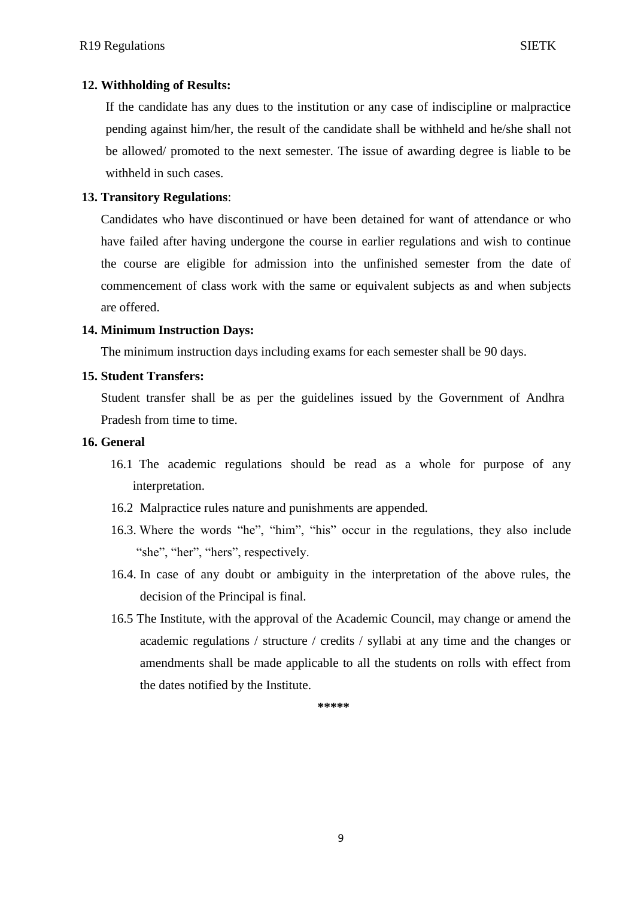**12. Withholding of Results:**

If the candidate has any dues to the institution or any case of indiscipline or malpractice pending against him/her, the result of the candidate shall be withheld and he/she shall not be allowed/ promoted to the next semester. The issue of awarding degree is liable to be withheld in such cases.

**13. Transitory Regulations**:

Candidates who have discontinued or have been detained for want of attendance or who have failed after having undergone the course in earlier regulations and wish to continue the course are eligible for admission into the unfinished semester from the date of commencement of class work with the same or equivalent subjects as and when subjects are offered.

**14. Minimum Instruction Days:**

The minimum instruction days including exams for each semester shall be 90 days.

**15. Student Transfers:**

Student transfer shall be as per the guidelines issued by the Government of Andhra Pradesh from time to time.

**16. General**

16.1 The academic regulations should be read as a whole for purpose of any interpretation.

16.2 Malpractice rules nature and punishments are appended.

16.3. Where the words "he", "him", "his" occur in the regulations, they also include "she", "her", "hers", respectively.

16.4. In case of any doubt or ambiguity in the interpretation of the above rules, the decision of the Principal is final.

16.5 The Institute, with the approval of the Academic Council, may change or amend the academic regulations / structure / credits / syllabi at any time and the changes or amendments shall be made applicable to all the students on rolls with effect from the dates notified by the Institute.

*****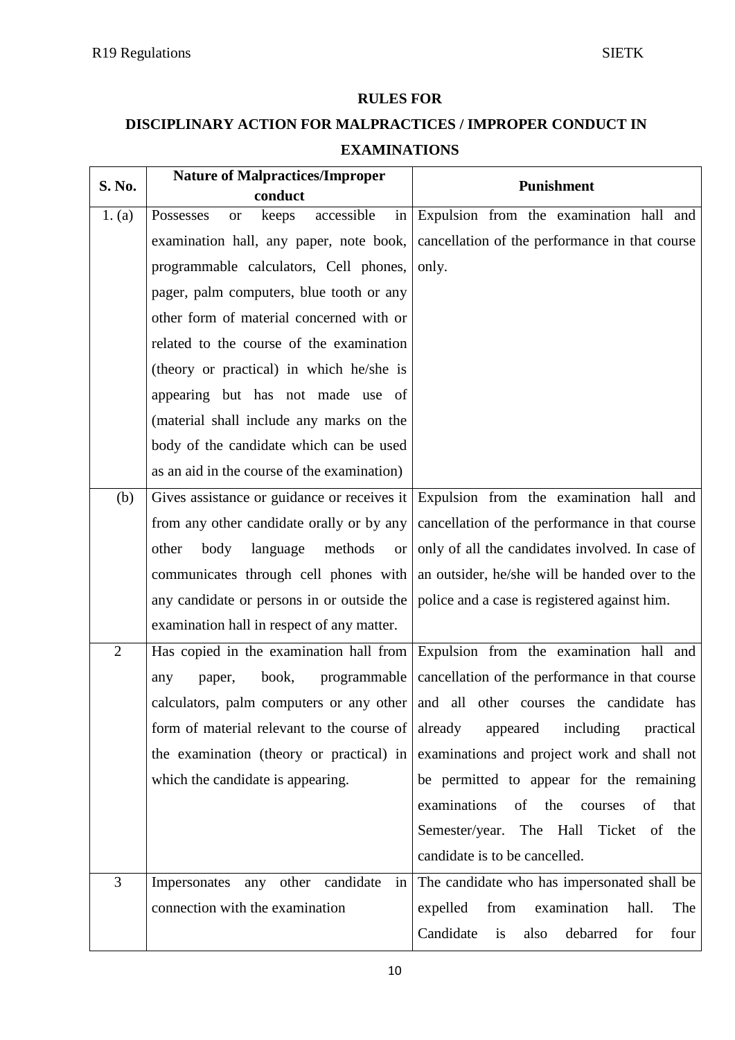**RULES FOR**

**DISCIPLINARY ACTION FOR MALPRACTICES / IMPROPER CONDUCT IN EXAMINATIONS**

| S. No. | Nature of Malpractices/Improper conduct | Punishment |
|---|---|---|
| 1. (a) | Possesses or keeps accessible in examination hall, any paper, note book, programmable calculators, Cell phones, pager, palm computers, blue tooth or any other form of material concerned with or related to the course of the examination (theory or practical) in which he/she is appearing but has not made use of (material shall include any marks on the body of the candidate which can be used as an aid in the course of the examination) | Expulsion from the examination hall and cancellation of the performance in that course only. |
| (b) | Gives assistance or guidance or receives it from any other candidate orally or by any other body language methods or communicates through cell phones with any candidate or persons in or outside the examination hall in respect of any matter. | Expulsion from the examination hall and cancellation of the performance in that course only of all the candidates involved. In case of an outsider, he/she will be handed over to the police and a case is registered against him. |
| 2 | Has copied in the examination hall from any paper, book, programmable calculators, palm computers or any other form of material relevant to the course of the examination (theory or practical) in which the candidate is appearing. | Expulsion from the examination hall and cancellation of the performance in that course and all other courses the candidate has already appeared including practical examinations and project work and shall not be permitted to appear for the remaining examinations of the courses of that Semester/year. The Hall Ticket of the candidate is to be cancelled. |
| 3 | Impersonates any other candidate in connection with the examination | The candidate who has impersonated shall be expelled from examination hall. The Candidate is also debarred for four |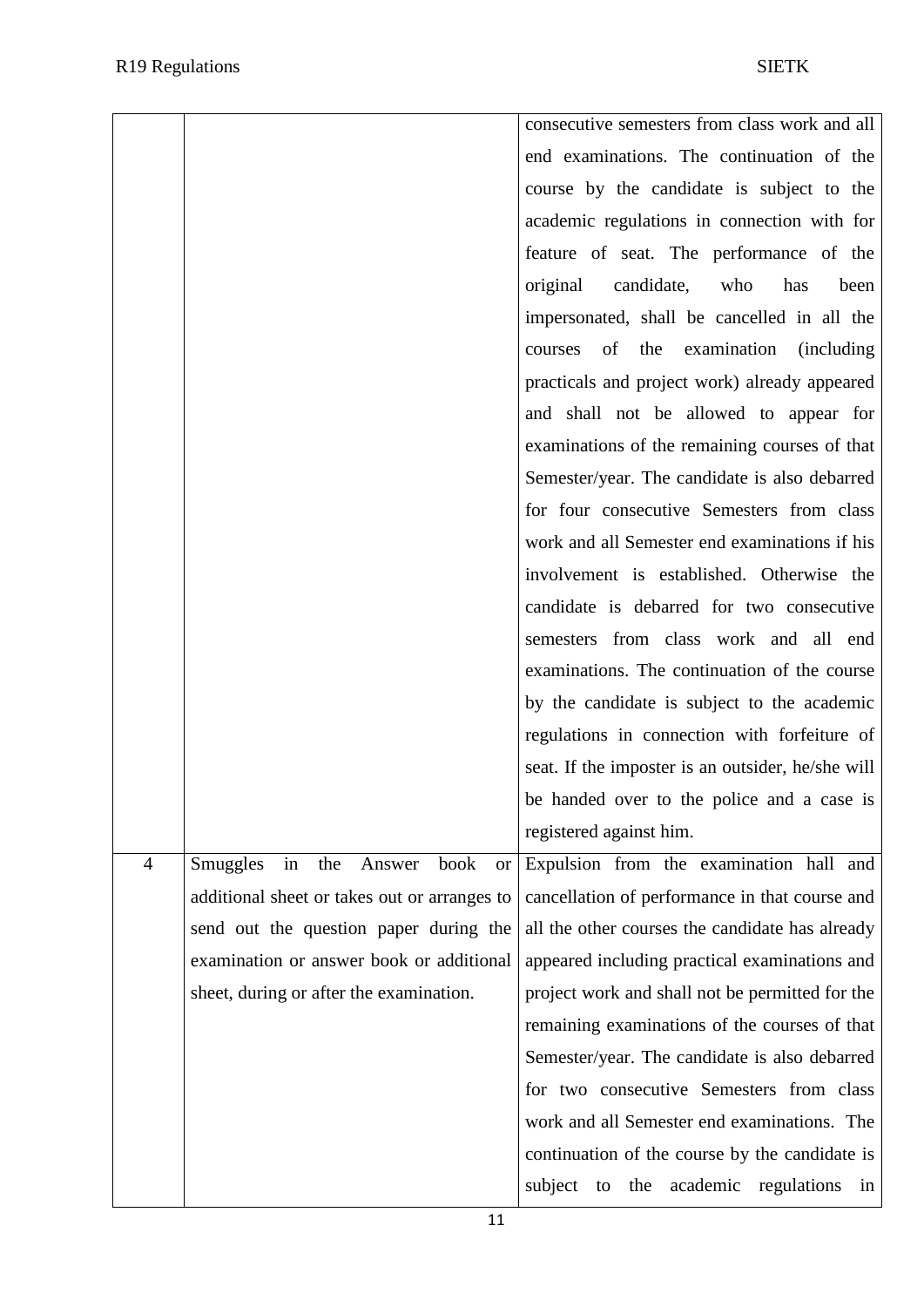|   |   |   |
|---|---|---|
|   |   | consecutive semesters from class work and all end examinations. The continuation of the course by the candidate is subject to the academic regulations in connection with for feature of seat. The performance of the original candidate, who has been impersonated, shall be cancelled in all the courses of the examination (including practicals and project work) already appeared and shall not be allowed to appear for examinations of the remaining courses of that Semester/year. The candidate is also debarred for four consecutive Semesters from class work and all Semester end examinations if his involvement is established. Otherwise the candidate is debarred for two consecutive semesters from class work and all end examinations. The continuation of the course by the candidate is subject to the academic regulations in connection with forfeiture of seat. If the imposter is an outsider, he/she will be handed over to the police and a case is registered against him. |
| 4 | Smuggles in the Answer book or additional sheet or takes out or arranges to send out the question paper during the examination or answer book or additional sheet, during or after the examination. | Expulsion from the examination hall and cancellation of performance in that course and all the other courses the candidate has already appeared including practical examinations and project work and shall not be permitted for the remaining examinations of the courses of that Semester/year. The candidate is also debarred for two consecutive Semesters from class work and all Semester end examinations. The continuation of the course by the candidate is subject to the academic regulations in |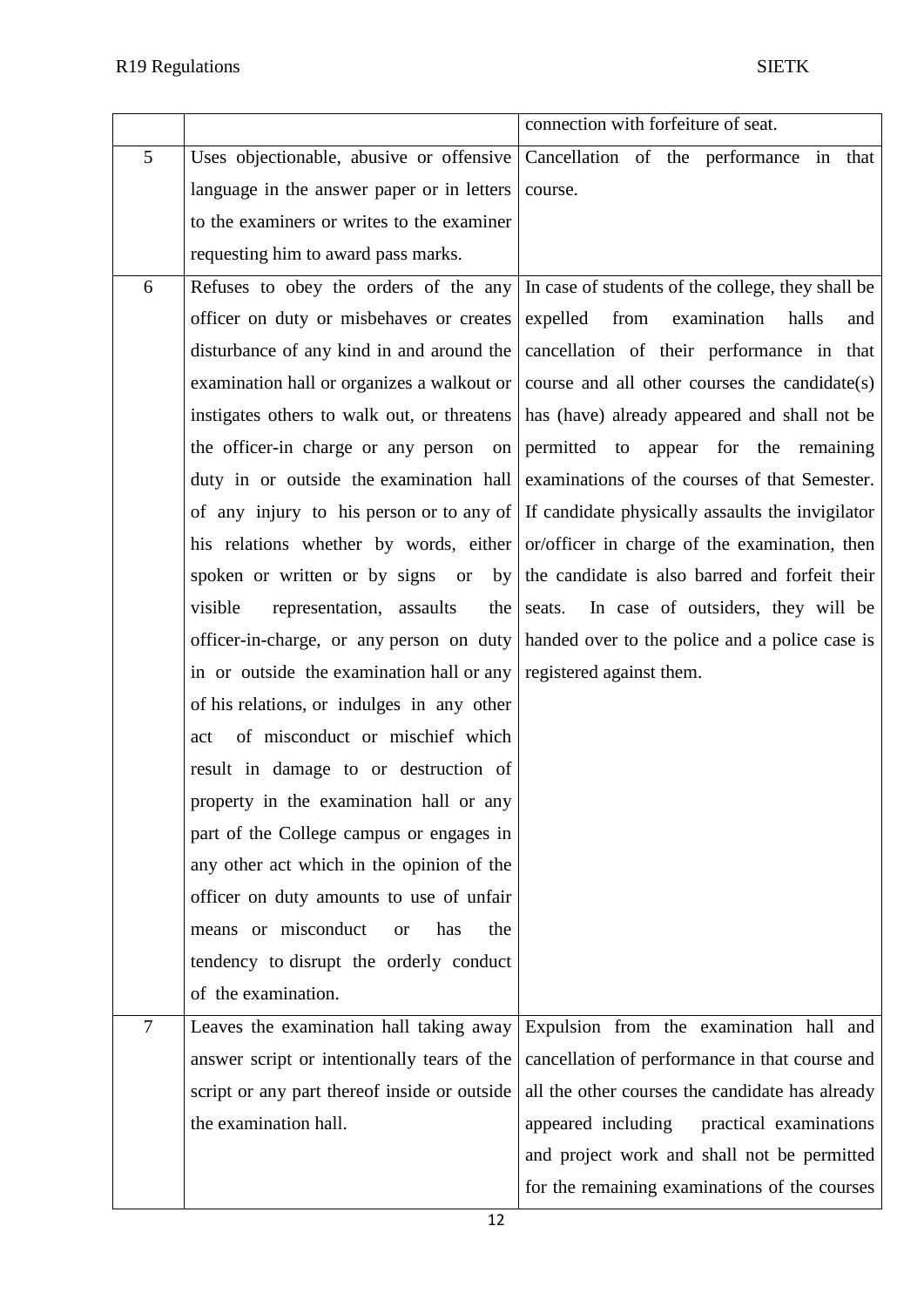| | | |
|---|---|---|
| | | connection with forfeiture of seat. |
| 5 | Uses objectionable, abusive or offensive language in the answer paper or in letters to the examiners or writes to the examiner requesting him to award pass marks. | Cancellation of the performance in that course. |
| 6 | Refuses to obey the orders of the any officer on duty or misbehaves or creates disturbance of any kind in and around the examination hall or organizes a walkout or instigates others to walk out, or threatens the officer-in charge or any person on duty in or outside the examination hall of any injury to his person or to any of his relations whether by words, either spoken or written or by signs or by visible representation, assaults the officer-in-charge, or any person on duty in or outside the examination hall or any of his relations, or indulges in any other act of misconduct or mischief which result in damage to or destruction of property in the examination hall or any part of the College campus or engages in any other act which in the opinion of the officer on duty amounts to use of unfair means or misconduct or has the tendency to disrupt the orderly conduct of the examination. | In case of students of the college, they shall be expelled from examination halls and cancellation of their performance in that course and all other courses the candidate(s) has (have) already appeared and shall not be permitted to appear for the remaining examinations of the courses of that Semester. If candidate physically assaults the invigilator or/officer in charge of the examination, then the candidate is also barred and forfeit their seats. In case of outsiders, they will be handed over to the police and a police case is registered against them. |
| 7 | Leaves the examination hall taking away answer script or intentionally tears of the script or any part thereof inside or outside the examination hall. | Expulsion from the examination hall and cancellation of performance in that course and all the other courses the candidate has already appeared including practical examinations and project work and shall not be permitted for the remaining examinations of the courses |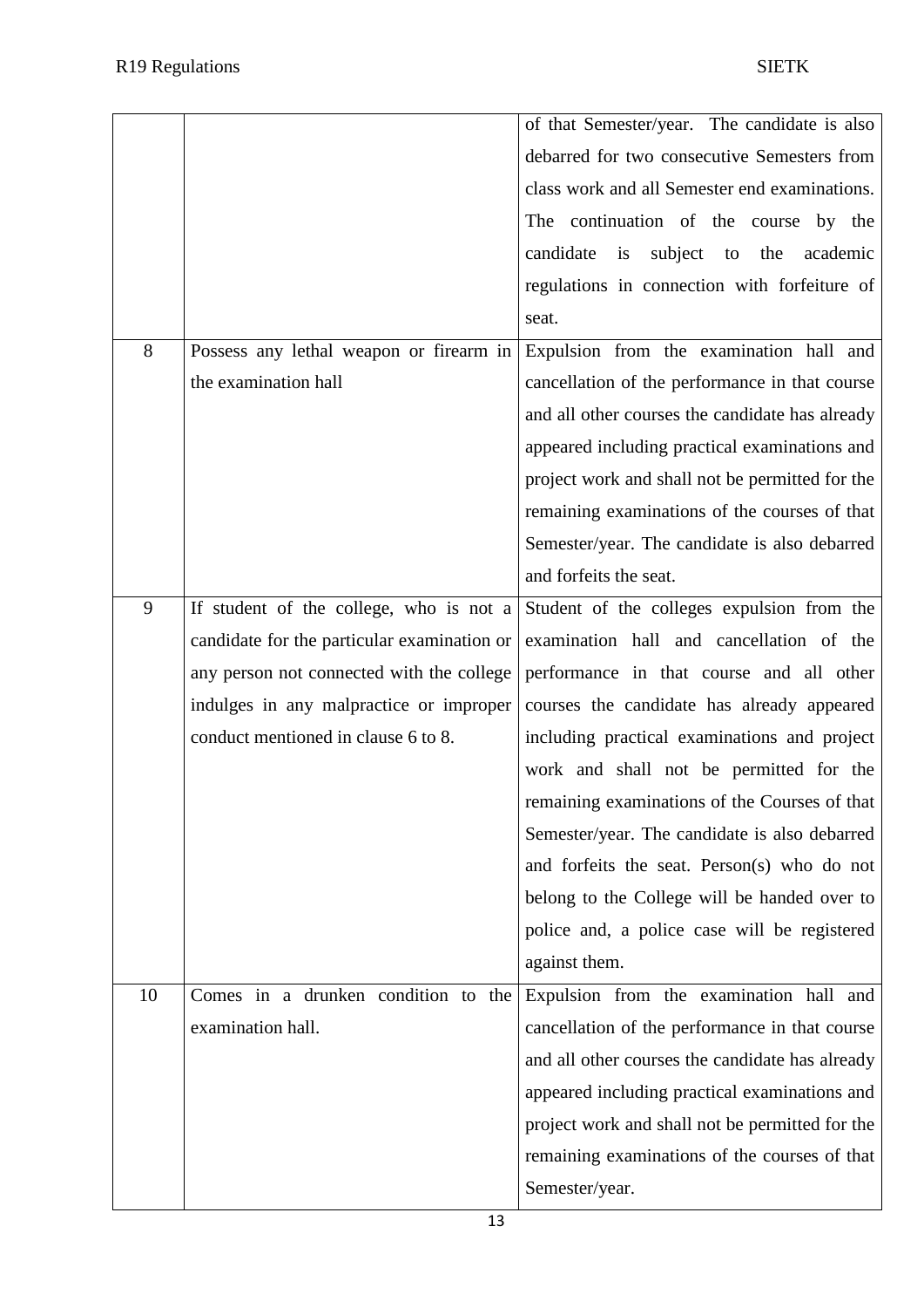| | | |
|---|---|---|
| | | of that Semester/year. The candidate is also debarred for two consecutive Semesters from class work and all Semester end examinations. The continuation of the course by the candidate is subject to the academic regulations in connection with forfeiture of seat. |
| 8 | Possess any lethal weapon or firearm in the examination hall | Expulsion from the examination hall and cancellation of the performance in that course and all other courses the candidate has already appeared including practical examinations and project work and shall not be permitted for the remaining examinations of the courses of that Semester/year. The candidate is also debarred and forfeits the seat. |
| 9 | If student of the college, who is not a candidate for the particular examination or any person not connected with the college indulges in any malpractice or improper conduct mentioned in clause 6 to 8. | Student of the colleges expulsion from the examination hall and cancellation of the performance in that course and all other courses the candidate has already appeared including practical examinations and project work and shall not be permitted for the remaining examinations of the Courses of that Semester/year. The candidate is also debarred and forfeits the seat. Person(s) who do not belong to the College will be handed over to police and, a police case will be registered against them. |
| 10 | Comes in a drunken condition to the examination hall. | Expulsion from the examination hall and cancellation of the performance in that course and all other courses the candidate has already appeared including practical examinations and project work and shall not be permitted for the remaining examinations of the courses of that Semester/year. |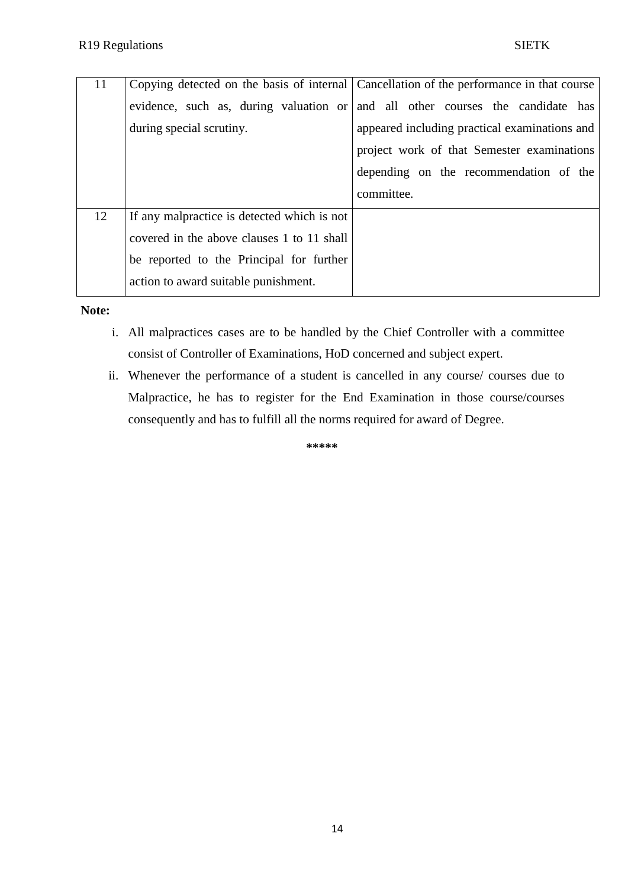| | | |
|---|---|---|
| 11 | Copying detected on the basis of internal evidence, such as, during valuation or during special scrutiny. | Cancellation of the performance in that course and all other courses the candidate has appeared including practical examinations and project work of that Semester examinations depending on the recommendation of the committee. |
| 12 | If any malpractice is detected which is not covered in the above clauses 1 to 11 shall be reported to the Principal for further action to award suitable punishment. | |

**Note:**

i. All malpractices cases are to be handled by the Chief Controller with a committee consist of Controller of Examinations, HoD concerned and subject expert.

ii. Whenever the performance of a student is cancelled in any course/ courses due to Malpractice, he has to register for the End Examination in those course/courses consequently and has to fulfill all the norms required for award of Degree.

**\*\*\*\*\***